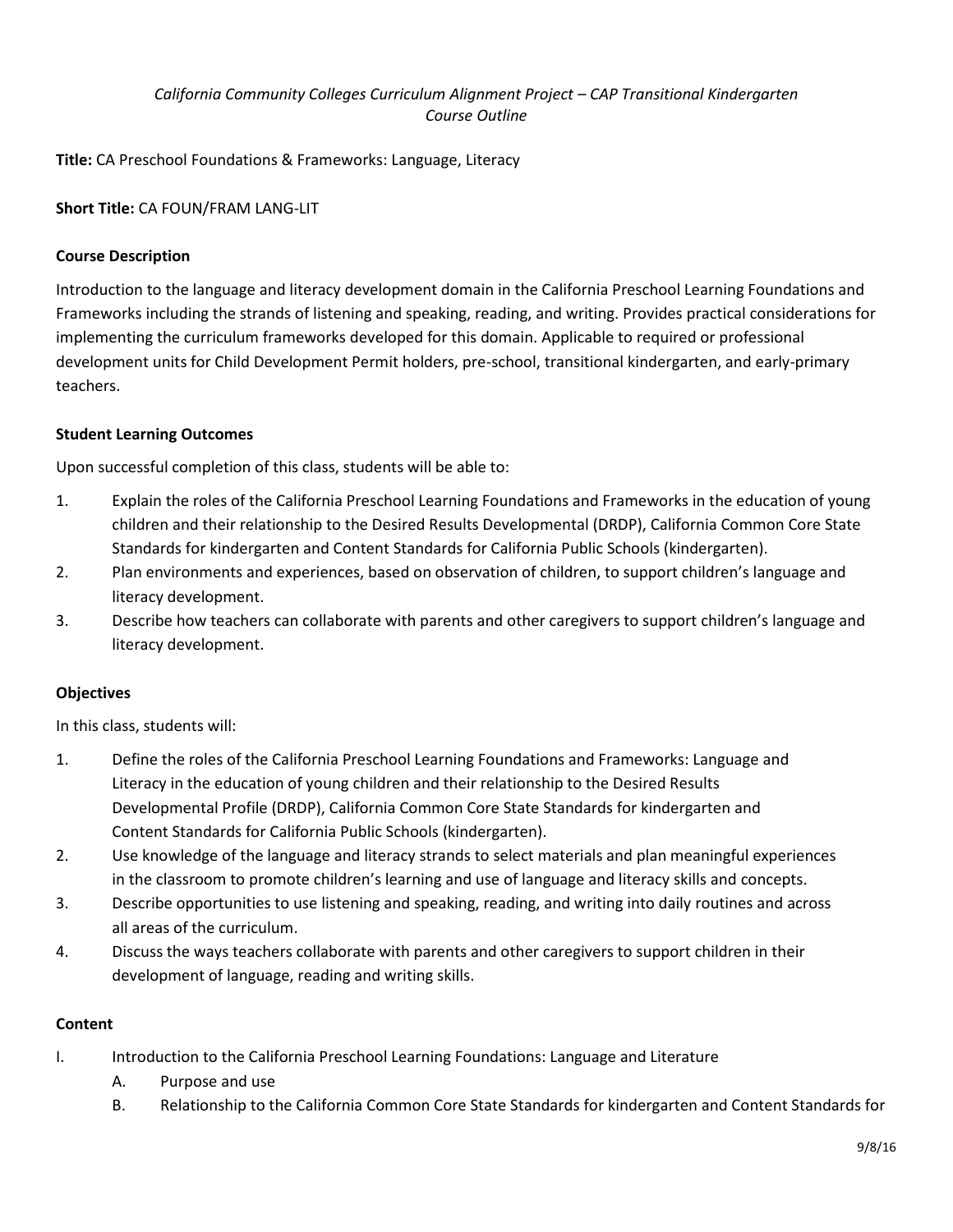*California Community Colleges Curriculum Alignment Project – CAP Transitional Kindergarten*
*Course Outline*

**Title:** CA Preschool Foundations & Frameworks: Language, Literacy

**Short Title:** CA FOUN/FRAM LANG-LIT

**Course Description**

Introduction to the language and literacy development domain in the California Preschool Learning Foundations and Frameworks including the strands of listening and speaking, reading, and writing. Provides practical considerations for implementing the curriculum frameworks developed for this domain. Applicable to required or professional development units for Child Development Permit holders, pre-school, transitional kindergarten, and early-primary teachers.

**Student Learning Outcomes**

Upon successful completion of this class, students will be able to:

1. Explain the roles of the California Preschool Learning Foundations and Frameworks in the education of young children and their relationship to the Desired Results Developmental (DRDP), California Common Core State Standards for kindergarten and Content Standards for California Public Schools (kindergarten).
2. Plan environments and experiences, based on observation of children, to support children's language and literacy development.
3. Describe how teachers can collaborate with parents and other caregivers to support children's language and literacy development.

**Objectives**

In this class, students will:

1. Define the roles of the California Preschool Learning Foundations and Frameworks: Language and Literacy in the education of young children and their relationship to the Desired Results Developmental Profile (DRDP), California Common Core State Standards for kindergarten and Content Standards for California Public Schools (kindergarten).
2. Use knowledge of the language and literacy strands to select materials and plan meaningful experiences in the classroom to promote children's learning and use of language and literacy skills and concepts.
3. Describe opportunities to use listening and speaking, reading, and writing into daily routines and across all areas of the curriculum.
4. Discuss the ways teachers collaborate with parents and other caregivers to support children in their development of language, reading and writing skills.

**Content**

I. Introduction to the California Preschool Learning Foundations: Language and Literature
   A. Purpose and use
   B. Relationship to the California Common Core State Standards for kindergarten and Content Standards for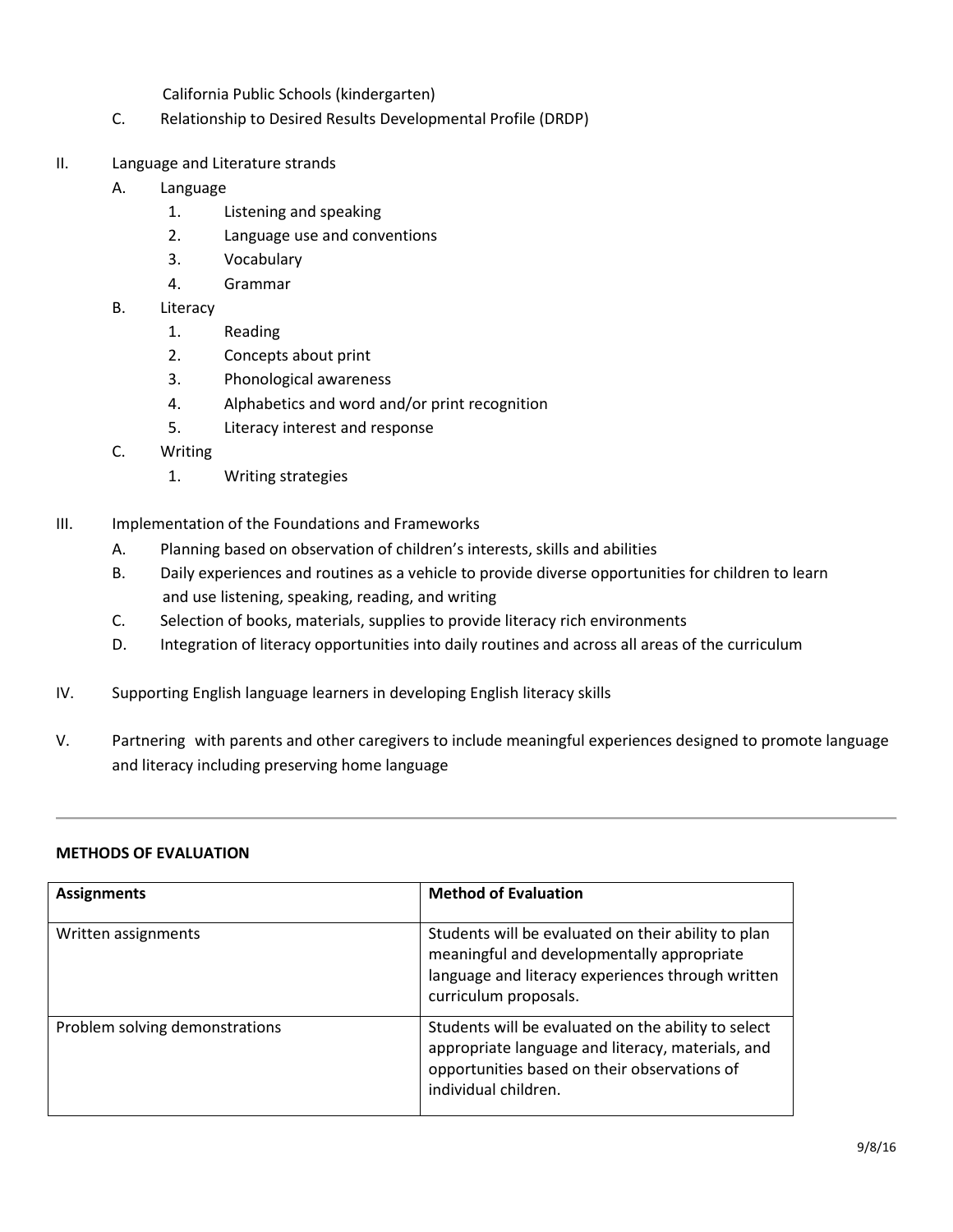California Public Schools (kindergarten)

   C. Relationship to Desired Results Developmental Profile (DRDP)

II. Language and Literature strands
   - A. Language
     1. Listening and speaking
     2. Language use and conventions
     3. Vocabulary
     4. Grammar
   - B. Literacy
     1. Reading
     2. Concepts about print
     3. Phonological awareness
     4. Alphabetics and word and/or print recognition
     5. Literacy interest and response
   - C. Writing
     1. Writing strategies

III. Implementation of the Foundations and Frameworks
   - A. Planning based on observation of children's interests, skills and abilities
   - B. Daily experiences and routines as a vehicle to provide diverse opportunities for children to learn and use listening, speaking, reading, and writing
   - C. Selection of books, materials, supplies to provide literacy rich environments
   - D. Integration of literacy opportunities into daily routines and across all areas of the curriculum

IV. Supporting English language learners in developing English literacy skills

V. Partnering with parents and other caregivers to include meaningful experiences designed to promote language and literacy including preserving home language

---

**METHODS OF EVALUATION**

| **Assignments** | **Method of Evaluation** |
| --- | --- |
| Written assignments | Students will be evaluated on their ability to plan meaningful and developmentally appropriate language and literacy experiences through written curriculum proposals. |
| Problem solving demonstrations | Students will be evaluated on the ability to select appropriate language and literacy, materials, and opportunities based on their observations of individual children. |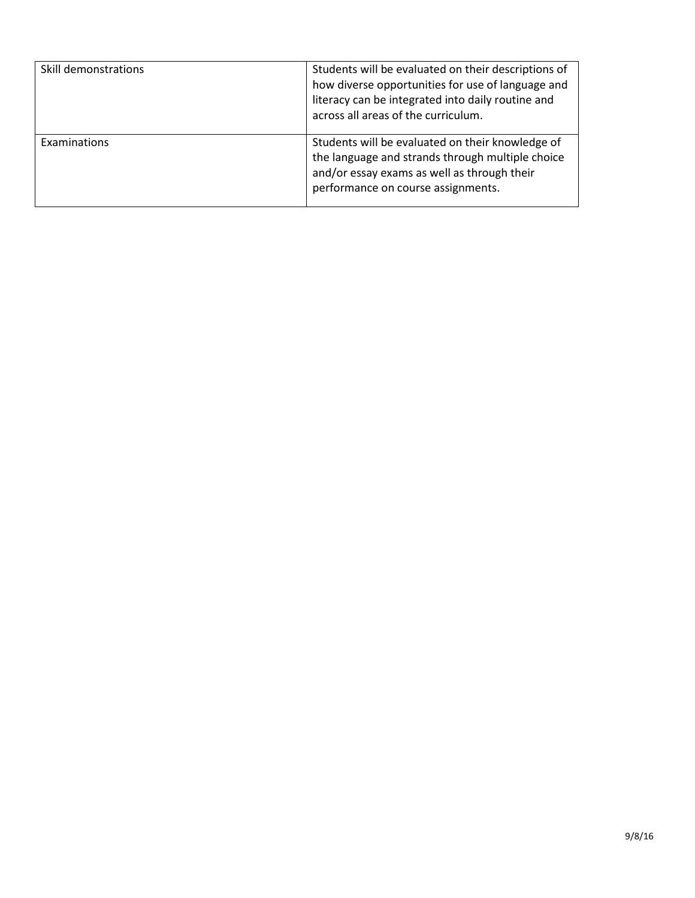| | |
|---|---|
| Skill demonstrations | Students will be evaluated on their descriptions of how diverse opportunities for use of language and literacy can be integrated into daily routine and across all areas of the curriculum. |
| Examinations | Students will be evaluated on their knowledge of the language and strands through multiple choice and/or essay exams as well as through their performance on course assignments. |